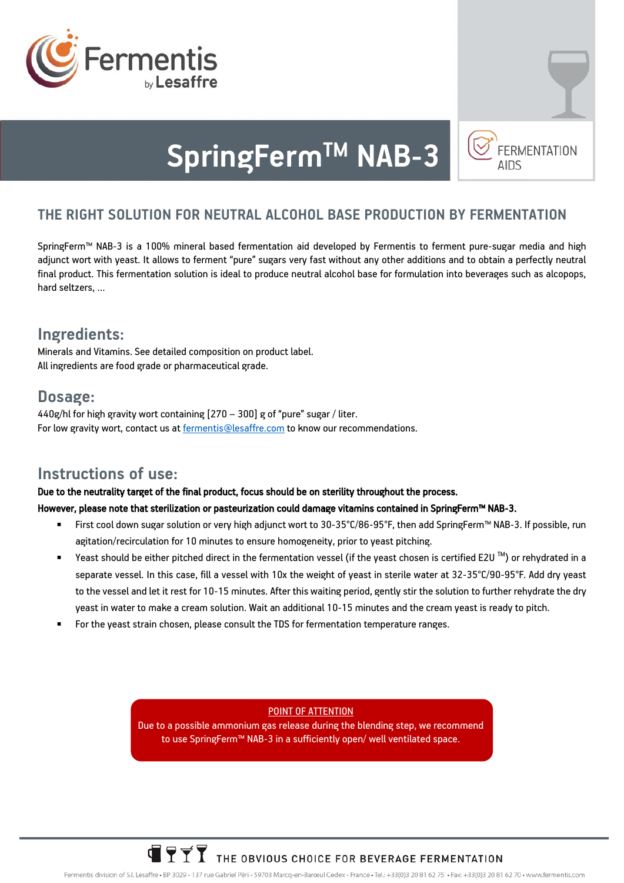Fermentis by Lesaffre

# SpringFerm™ NAB-3

FERMENTATION AIDS

## THE RIGHT SOLUTION FOR NEUTRAL ALCOHOL BASE PRODUCTION BY FERMENTATION

SpringFerm™ NAB-3 is a 100% mineral based fermentation aid developed by Fermentis to ferment pure-sugar media and high adjunct wort with yeast. It allows to ferment "pure" sugars very fast without any other additions and to obtain a perfectly neutral final product. This fermentation solution is ideal to produce neutral alcohol base for formulation into beverages such as alcopops, hard seltzers, ...

## Ingredients:

Minerals and Vitamins. See detailed composition on product label.
All ingredients are food grade or pharmaceutical grade.

## Dosage:

440g/hl for high gravity wort containing [270 – 300] g of "pure" sugar / liter.
For low gravity wort, contact us at fermentis@lesaffre.com to know our recommendations.

## Instructions of use:

**Due to the neutrality target of the final product, focus should be on sterility throughout the process.**
**However, please note that sterilization or pasteurization could damage vitamins contained in SpringFerm™ NAB-3.**

- First cool down sugar solution or very high adjunct wort to 30-35°C/86-95°F, then add SpringFerm™ NAB-3. If possible, run agitation/recirculation for 10 minutes to ensure homogeneity, prior to yeast pitching.
- Yeast should be either pitched direct in the fermentation vessel (if the yeast chosen is certified E2U ™) or rehydrated in a separate vessel. In this case, fill a vessel with 10x the weight of yeast in sterile water at 32-35°C/90-95°F. Add dry yeast to the vessel and let it rest for 10-15 minutes. After this waiting period, gently stir the solution to further rehydrate the dry yeast in water to make a cream solution. Wait an additional 10-15 minutes and the cream yeast is ready to pitch.
- For the yeast strain chosen, please consult the TDS for fermentation temperature ranges.

> POINT OF ATTENTION
> Due to a possible ammonium gas release during the blending step, we recommend to use SpringFerm™ NAB-3 in a sufficiently open/ well ventilated space.

THE OBVIOUS CHOICE FOR BEVERAGE FERMENTATION

Fermentis division of S.I. Lesaffre • BP 3029 - 137 rue Gabriel Péri - 59703 Marcq-en-Barœul Cedex - France • Tel.: +33(0)3 20 81 62 75 • Fax: +33(0)3 20 81 62 70 • www.fermentis.com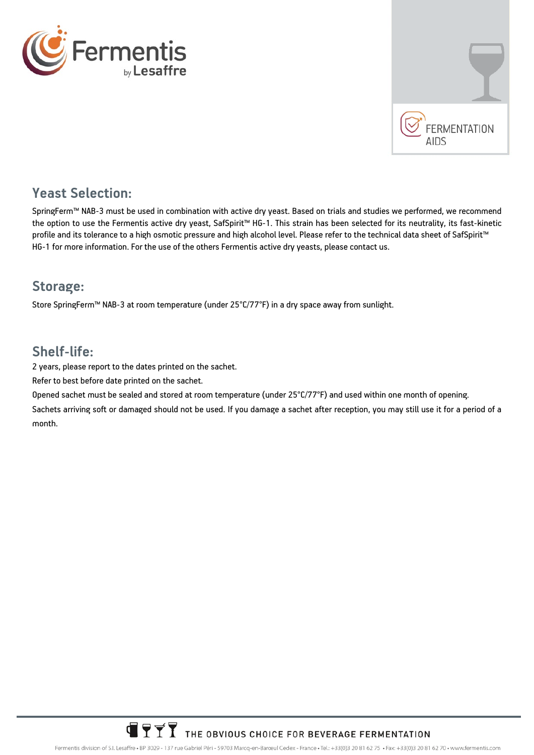## Yeast Selection:

SpringFerm™ NAB-3 must be used in combination with active dry yeast. Based on trials and studies we performed, we recommend the option to use the Fermentis active dry yeast, SafSpirit™ HG-1. This strain has been selected for its neutrality, its fast-kinetic profile and its tolerance to a high osmotic pressure and high alcohol level. Please refer to the technical data sheet of SafSpirit™ HG-1 for more information. For the use of the others Fermentis active dry yeasts, please contact us.

## Storage:

Store SpringFerm™ NAB-3 at room temperature (under 25°C/77°F) in a dry space away from sunlight.

## Shelf-life:

2 years, please report to the dates printed on the sachet.

Refer to best before date printed on the sachet.

Opened sachet must be sealed and stored at room temperature (under 25°C/77°F) and used within one month of opening.

Sachets arriving soft or damaged should not be used. If you damage a sachet after reception, you may still use it for a period of a month.